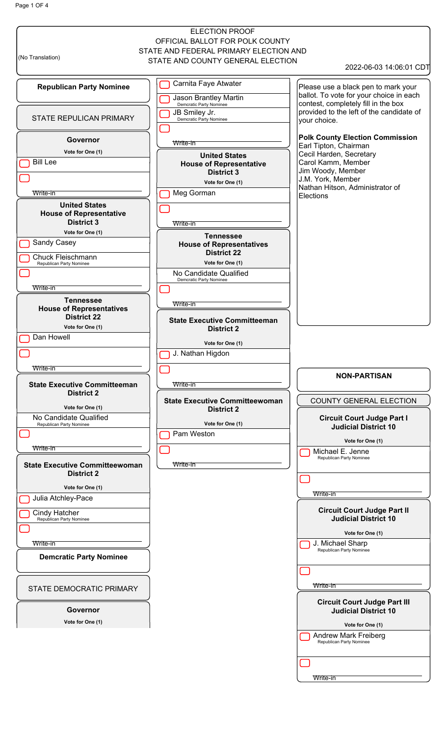ELECTION PROOF

OFFICIAL BALLOT FOR POLK COUNTY

STATE AND FEDERAL PRIMARY ELECTION AND

STATE AND COUNTY GENERAL ELECTION

(No Translation)

2022-06-03 14:06:01 CDT

## Republican Party Nominee

### STATE REPUBLICAN PRIMARY

#### Governor

Vote for One (1)

- ☐ Bill Lee
- ☐ Write-in

#### United States House of Representative District 3

Vote for One (1)

- ☐ Sandy Casey
- ☐ Chuck Fleischmann
- ☐ Write-in

#### Tennessee House of Representatives District 22

Vote for One (1)

- ☐ Dan Howell
- ☐ Write-in

#### State Executive Committeeman District 2

Vote for One (1)

- No Candidate Qualified
- ☐ Write-in

#### State Executive Committeewoman District 2

Vote for One (1)

- ☐ Julia Atchley-Pace
- ☐ Cindy Hatcher
- ☐ Write-in

## Demcratic Party Nominee

### STATE DEMOCRATIC PRIMARY

#### Governor

Vote for One (1)

- ☐ Carnita Faye Atwater
- ☐ Jason Brantley Martin
- ☐ JB Smiley Jr.
- ☐ Write-in

#### United States House of Representative District 3

Vote for One (1)

- ☐ Meg Gorman
- ☐ Write-in

#### Tennessee House of Representatives District 22

Vote for One (1)

- No Candidate Qualified
- ☐ Write-in

#### State Executive Committeeman District 2

Vote for One (1)

- ☐ J. Nathan Higdon
- ☐ Write-in

#### State Executive Committeewoman District 2

Vote for One (1)

- ☐ Pam Weston
- ☐ Write-in

Please use a black pen to mark your ballot. To vote for your choice in each contest, completely fill in the box provided to the left of the candidate of your choice.

**Polk County Election Commission**

Earl Tipton, Chairman

Cecil Harden, Secretary

Carol Kamm, Member

Jim Woody, Member

J.M. York, Member

Nathan Hitson, Administrator of Elections

## NON-PARTISAN

### COUNTY GENERAL ELECTION

#### Circuit Court Judge Part I Judicial District 10

Vote for One (1)

- ☐ Michael E. Jenne (Republican Party Nominee)
- ☐ Write-in

#### Circuit Court Judge Part II Judicial District 10

Vote for One (1)

- ☐ J. Michael Sharp (Republican Party Nominee)
- ☐ Write-in

#### Circuit Court Judge Part III Judicial District 10

Vote for One (1)

- ☐ Andrew Mark Freiberg (Republican Party Nominee)
- ☐ Write-in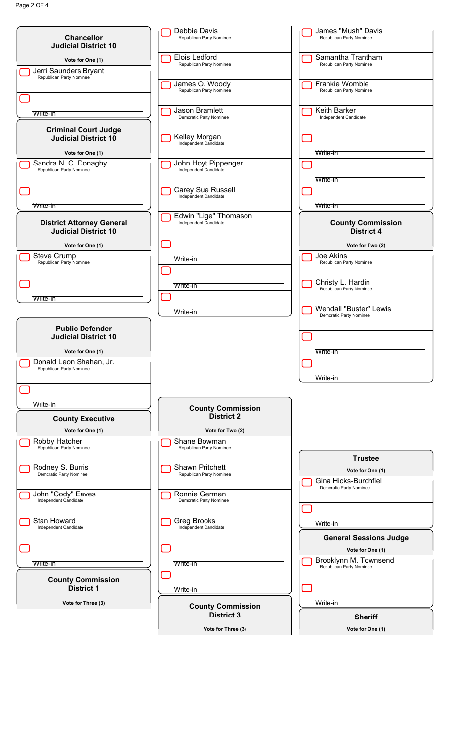## Chancellor Judicial District 10

Vote for One (1)

- Jerri Saunders Bryant — Republican Party Nominee
- Write-in

## Criminal Court Judge Judicial District 10

Vote for One (1)

- Sandra N. C. Donaghy — Republican Party Nominee
- Write-in

## District Attorney General Judicial District 10

Vote for One (1)

- Steve Crump — Republican Party Nominee
- Write-in

## Public Defender Judicial District 10

Vote for One (1)

- Donald Leon Shahan, Jr. — Republican Party Nominee
- Write-in

## County Executive

Vote for One (1)

- Robby Hatcher — Republican Party Nominee
- Rodney S. Burris — Demcratic Party Nominee
- John "Cody" Eaves — Independent Candidate
- Stan Howard — Independent Candidate
- Write-in

## County Commission District 1

Vote for Three (3)

- Debbie Davis — Republican Party Nominee
- Elois Ledford — Republican Party Nominee
- James O. Woody — Republican Party Nominee
- Jason Bramlett — Demcratic Party Nominee
- Kelley Morgan — Independent Candidate
- John Hoyt Pippenger — Independent Candidate
- Carey Sue Russell — Independent Candidate
- Edwin "Lige" Thomason — Independent Candidate
- Write-in
- Write-in
- Write-in

## County Commission District 2

Vote for Two (2)

- Shane Bowman — Republican Party Nominee
- Shawn Pritchett — Republican Party Nominee
- Ronnie German — Demcratic Party Nominee
- Greg Brooks — Independent Candidate
- Write-in
- Write-in

## County Commission District 3

Vote for Three (3)

- James "Mush" Davis — Republican Party Nominee
- Samantha Trantham — Republican Party Nominee
- Frankie Womble — Republican Party Nominee
- Keith Barker — Independent Candidate
- Write-in
- Write-in
- Write-in

## County Commission District 4

Vote for Two (2)

- Joe Akins — Republican Party Nominee
- Christy L. Hardin — Republican Party Nominee
- Wendall "Buster" Lewis — Demcratic Party Nominee
- Write-in
- Write-in

## Trustee

Vote for One (1)

- Gina Hicks-Burchfiel — Demcratic Party Nominee
- Write-in

## General Sessions Judge

Vote for One (1)

- Brooklynn M. Townsend — Republican Party Nominee
- Write-in

## Sheriff

Vote for One (1)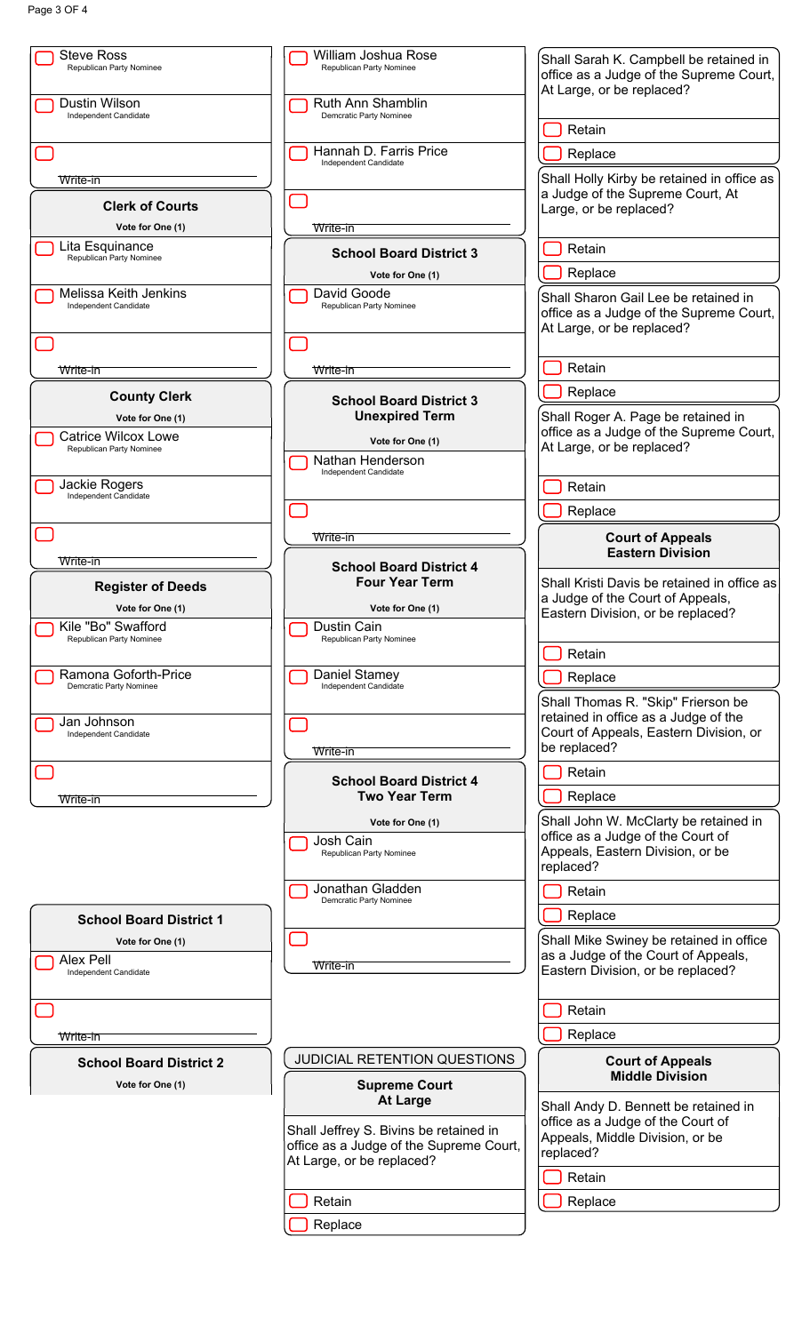- [ ] Steve Ross
  Republican Party Nominee
- [ ] Dustin Wilson
  Independent Candidate
- [ ] Write-in

## Clerk of Courts

**Vote for One (1)**

- [ ] Lita Esquinance
  Republican Party Nominee
- [ ] Melissa Keith Jenkins
  Independent Candidate
- [ ] Write-in

## County Clerk

**Vote for One (1)**

- [ ] Catrice Wilcox Lowe
  Republican Party Nominee
- [ ] Jackie Rogers
  Independent Candidate
- [ ] Write-in

## Register of Deeds

**Vote for One (1)**

- [ ] Kile "Bo" Swafford
  Republican Party Nominee
- [ ] Ramona Goforth-Price
  Demcratic Party Nominee
- [ ] Jan Johnson
  Independent Candidate
- [ ] Write-in

## School Board District 1

**Vote for One (1)**

- [ ] Alex Pell
  Independent Candidate
- [ ] Write-in

## School Board District 2

**Vote for One (1)**

- [ ] William Joshua Rose
  Republican Party Nominee
- [ ] Ruth Ann Shamblin
  Demcratic Party Nominee
- [ ] Hannah D. Farris Price
  Independent Candidate
- [ ] Write-in

## School Board District 3

**Vote for One (1)**

- [ ] David Goode
  Republican Party Nominee
- [ ] Write-in

## School Board District 3 Unexpired Term

**Vote for One (1)**

- [ ] Nathan Henderson
  Independent Candidate
- [ ] Write-in

## School Board District 4 Four Year Term

**Vote for One (1)**

- [ ] Dustin Cain
  Republican Party Nominee
- [ ] Daniel Stamey
  Independent Candidate
- [ ] Write-in

## School Board District 4 Two Year Term

**Vote for One (1)**

- [ ] Josh Cain
  Republican Party Nominee
- [ ] Jonathan Gladden
  Demcratic Party Nominee
- [ ] Write-in

# JUDICIAL RETENTION QUESTIONS

## Supreme Court At Large

Shall Jeffrey S. Bivins be retained in office as a Judge of the Supreme Court, At Large, or be replaced?

- [ ] Retain
- [ ] Replace

Shall Sarah K. Campbell be retained in office as a Judge of the Supreme Court, At Large, or be replaced?

- [ ] Retain
- [ ] Replace

Shall Holly Kirby be retained in office as a Judge of the Supreme Court, At Large, or be replaced?

- [ ] Retain
- [ ] Replace

Shall Sharon Gail Lee be retained in office as a Judge of the Supreme Court, At Large, or be replaced?

- [ ] Retain
- [ ] Replace

Shall Roger A. Page be retained in office as a Judge of the Supreme Court, At Large, or be replaced?

- [ ] Retain
- [ ] Replace

## Court of Appeals Eastern Division

Shall Kristi Davis be retained in office as a Judge of the Court of Appeals, Eastern Division, or be replaced?

- [ ] Retain
- [ ] Replace

Shall Thomas R. "Skip" Frierson be retained in office as a Judge of the Court of Appeals, Eastern Division, or be replaced?

- [ ] Retain
- [ ] Replace

Shall John W. McClarty be retained in office as a Judge of the Court of Appeals, Eastern Division, or be replaced?

- [ ] Retain
- [ ] Replace

Shall Mike Swiney be retained in office as a Judge of the Court of Appeals, Eastern Division, or be replaced?

- [ ] Retain
- [ ] Replace

## Court of Appeals Middle Division

Shall Andy D. Bennett be retained in office as a Judge of the Court of Appeals, Middle Division, or be replaced?

- [ ] Retain
- [ ] Replace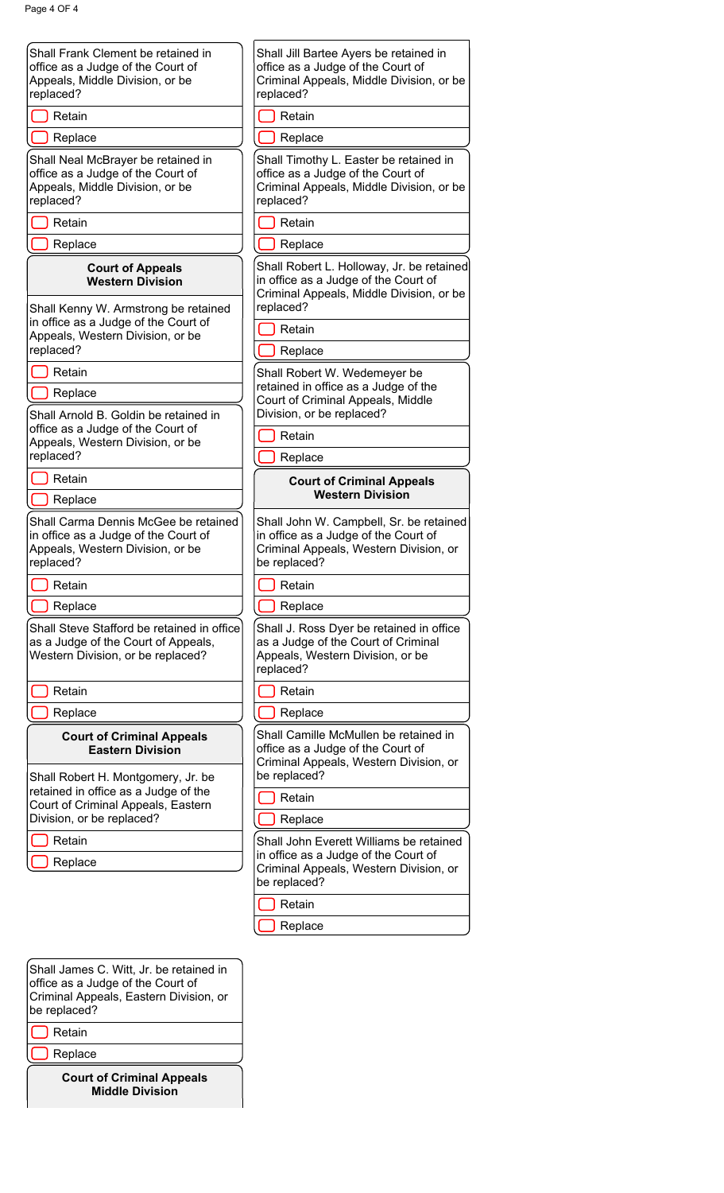Shall Frank Clement be retained in office as a Judge of the Court of Appeals, Middle Division, or be replaced?

- Retain
- Replace

Shall Neal McBrayer be retained in office as a Judge of the Court of Appeals, Middle Division, or be replaced?

- Retain
- Replace

**Court of Appeals Western Division**

Shall Kenny W. Armstrong be retained in office as a Judge of the Court of Appeals, Western Division, or be replaced?

- Retain
- Replace

Shall Arnold B. Goldin be retained in office as a Judge of the Court of Appeals, Western Division, or be replaced?

- Retain
- Replace

Shall Carma Dennis McGee be retained in office as a Judge of the Court of Appeals, Western Division, or be replaced?

- Retain
- Replace

Shall Steve Stafford be retained in office as a Judge of the Court of Appeals, Western Division, or be replaced?

- Retain
- Replace

**Court of Criminal Appeals Eastern Division**

Shall Robert H. Montgomery, Jr. be retained in office as a Judge of the Court of Criminal Appeals, Eastern Division, or be replaced?

- Retain
- Replace

Shall James C. Witt, Jr. be retained in office as a Judge of the Court of Criminal Appeals, Eastern Division, or be replaced?

- Retain
- Replace

**Court of Criminal Appeals Middle Division**

Shall Jill Bartee Ayers be retained in office as a Judge of the Court of Criminal Appeals, Middle Division, or be replaced?

- Retain
- Replace

Shall Timothy L. Easter be retained in office as a Judge of the Court of Criminal Appeals, Middle Division, or be replaced?

- Retain
- Replace

Shall Robert L. Holloway, Jr. be retained in office as a Judge of the Court of Criminal Appeals, Middle Division, or be replaced?

- Retain
- Replace

Shall Robert W. Wedemeyer be retained in office as a Judge of the Court of Criminal Appeals, Middle Division, or be replaced?

- Retain
- Replace

**Court of Criminal Appeals Western Division**

Shall John W. Campbell, Sr. be retained in office as a Judge of the Court of Criminal Appeals, Western Division, or be replaced?

- Retain
- Replace

Shall J. Ross Dyer be retained in office as a Judge of the Court of Criminal Appeals, Western Division, or be replaced?

- Retain
- Replace

Shall Camille McMullen be retained in office as a Judge of the Court of Criminal Appeals, Western Division, or be replaced?

- Retain
- Replace

Shall John Everett Williams be retained in office as a Judge of the Court of Criminal Appeals, Western Division, or be replaced?

- Retain
- Replace